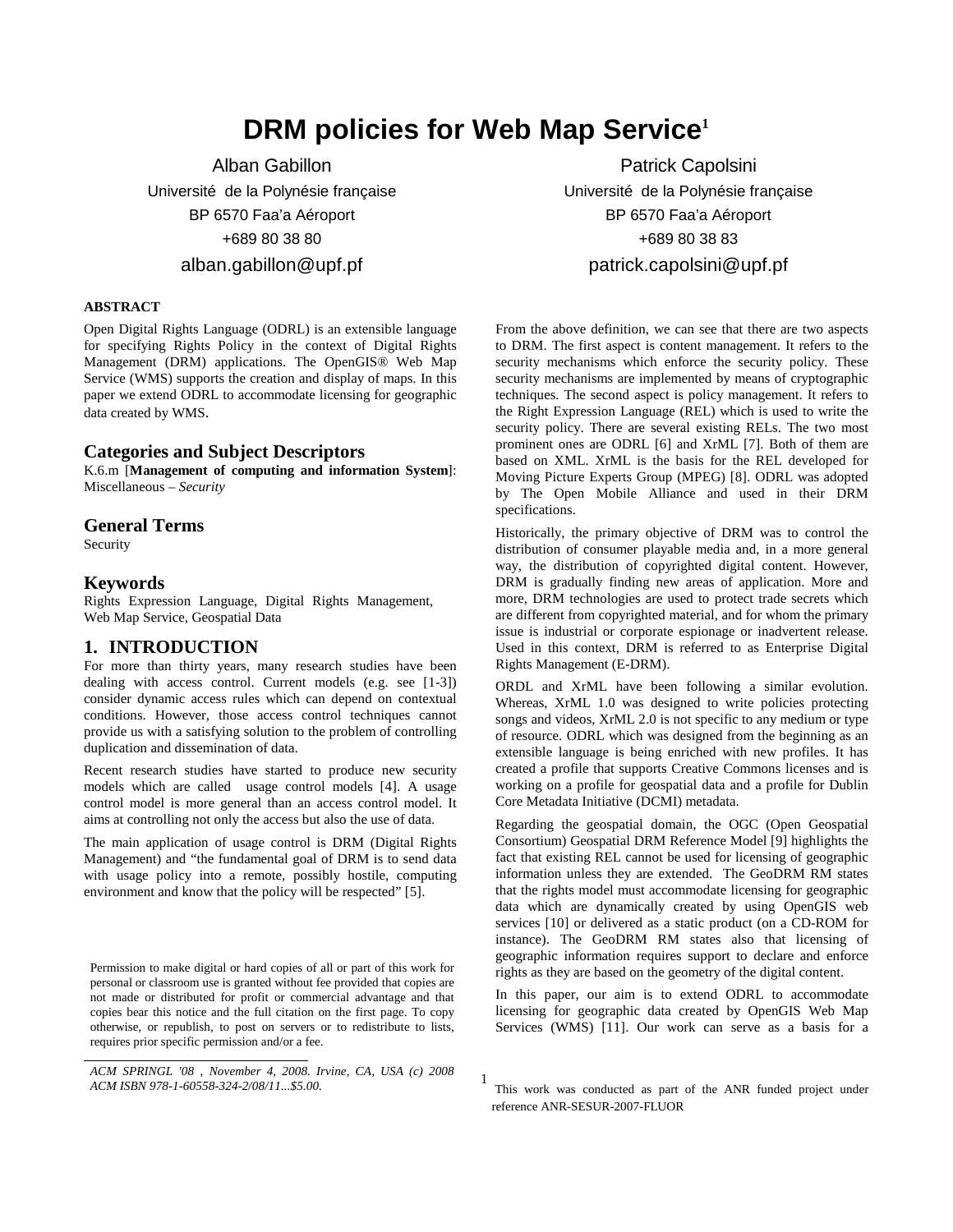# DRM policies for Web Map Service[1]

Alban Gabillon
Université de la Polynésie française
BP 6570 Faa'a Aéroport
+689 80 38 80
alban.gabillon@upf.pf

Patrick Capolsini
Université de la Polynésie française
BP 6570 Faa'a Aéroport
+689 80 38 83
patrick.capolsini@upf.pf

**ABSTRACT**

Open Digital Rights Language (ODRL) is an extensible language for specifying Rights Policy in the context of Digital Rights Management (DRM) applications. The OpenGIS® Web Map Service (WMS) supports the creation and display of maps. In this paper we extend ODRL to accommodate licensing for geographic data created by WMS.

## Categories and Subject Descriptors

K.6.m [**Management of computing and information System**]: Miscellaneous – *Security*

## General Terms

Security

## Keywords

Rights Expression Language, Digital Rights Management, Web Map Service, Geospatial Data

## 1. INTRODUCTION

For more than thirty years, many research studies have been dealing with access control. Current models (e.g. see [1-3]) consider dynamic access rules which can depend on contextual conditions. However, those access control techniques cannot provide us with a satisfying solution to the problem of controlling duplication and dissemination of data.

Recent research studies have started to produce new security models which are called usage control models [4]. A usage control model is more general than an access control model. It aims at controlling not only the access but also the use of data.

The main application of usage control is DRM (Digital Rights Management) and "the fundamental goal of DRM is to send data with usage policy into a remote, possibly hostile, computing environment and know that the policy will be respected" [5].

From the above definition, we can see that there are two aspects to DRM. The first aspect is content management. It refers to the security mechanisms which enforce the security policy. These security mechanisms are implemented by means of cryptographic techniques. The second aspect is policy management. It refers to the Right Expression Language (REL) which is used to write the security policy. There are several existing RELs. The two most prominent ones are ODRL [6] and XrML [7]. Both of them are based on XML. XrML is the basis for the REL developed for Moving Picture Experts Group (MPEG) [8]. ODRL was adopted by The Open Mobile Alliance and used in their DRM specifications.

Historically, the primary objective of DRM was to control the distribution of consumer playable media and, in a more general way, the distribution of copyrighted digital content. However, DRM is gradually finding new areas of application. More and more, DRM technologies are used to protect trade secrets which are different from copyrighted material, and for whom the primary issue is industrial or corporate espionage or inadvertent release. Used in this context, DRM is referred to as Enterprise Digital Rights Management (E-DRM).

ORDL and XrML have been following a similar evolution. Whereas, XrML 1.0 was designed to write policies protecting songs and videos, XrML 2.0 is not specific to any medium or type of resource. ODRL which was designed from the beginning as an extensible language is being enriched with new profiles. It has created a profile that supports Creative Commons licenses and is working on a profile for geospatial data and a profile for Dublin Core Metadata Initiative (DCMI) metadata.

Regarding the geospatial domain, the OGC (Open Geospatial Consortium) Geospatial DRM Reference Model [9] highlights the fact that existing REL cannot be used for licensing of geographic information unless they are extended. The GeoDRM RM states that the rights model must accommodate licensing for geographic data which are dynamically created by using OpenGIS web services [10] or delivered as a static product (on a CD-ROM for instance). The GeoDRM RM states also that licensing of geographic information requires support to declare and enforce rights as they are based on the geometry of the digital content.

In this paper, our aim is to extend ODRL to accommodate licensing for geographic data created by OpenGIS Web Map Services (WMS) [11]. Our work can serve as a basis for a

Permission to make digital or hard copies of all or part of this work for personal or classroom use is granted without fee provided that copies are not made or distributed for profit or commercial advantage and that copies bear this notice and the full citation on the first page. To copy otherwise, or republish, to post on servers or to redistribute to lists, requires prior specific permission and/or a fee.

*ACM SPRINGL '08 , November 4, 2008. Irvine, CA, USA (c) 2008 ACM ISBN 978-1-60558-324-2/08/11...$5.00.*

[1] This work was conducted as part of the ANR funded project under reference ANR-SESUR-2007-FLUOR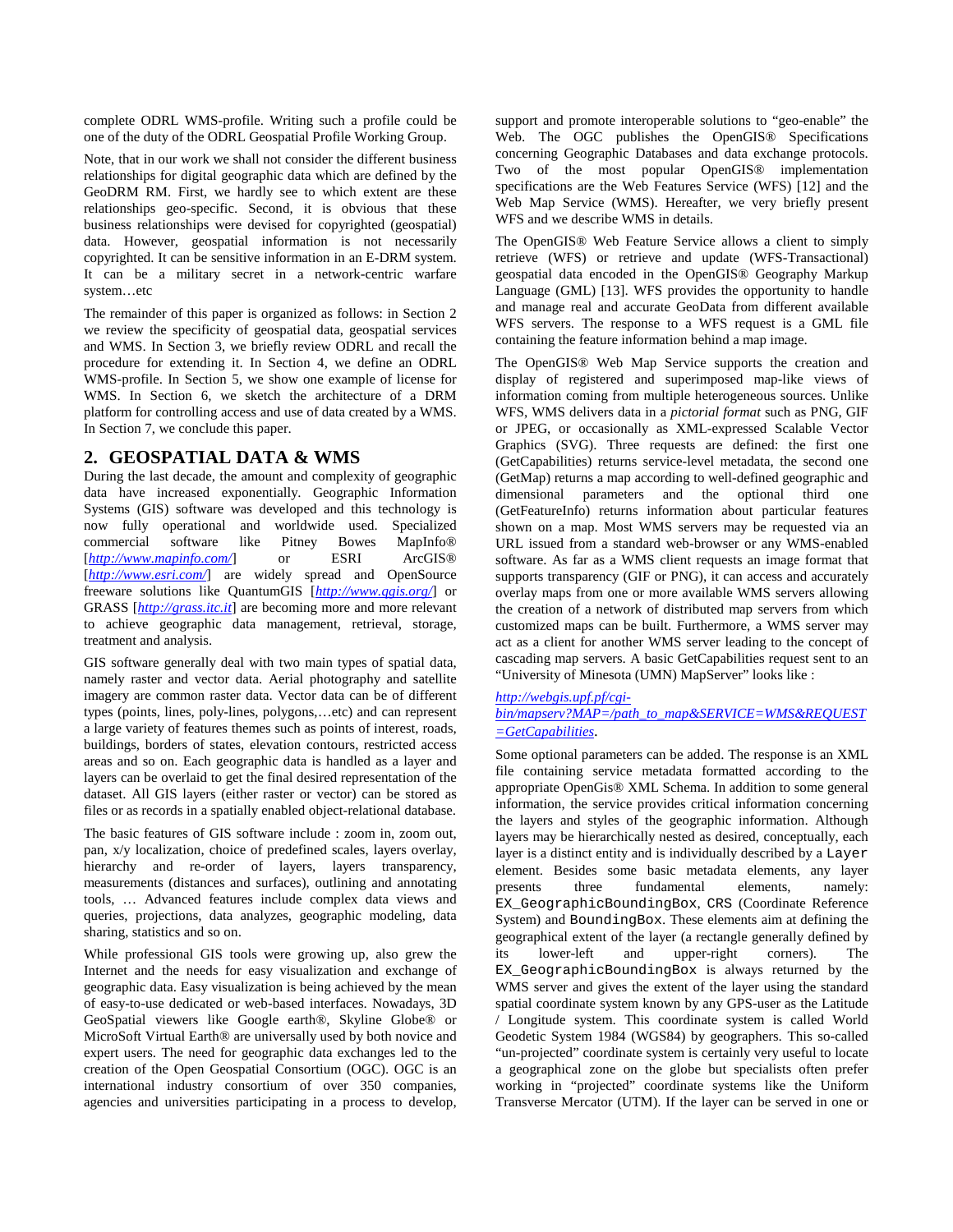complete ODRL WMS-profile. Writing such a profile could be one of the duty of the ODRL Geospatial Profile Working Group.

Note, that in our work we shall not consider the different business relationships for digital geographic data which are defined by the GeoDRM RM. First, we hardly see to which extent are these relationships geo-specific. Second, it is obvious that these business relationships were devised for copyrighted (geospatial) data. However, geospatial information is not necessarily copyrighted. It can be sensitive information in an E-DRM system. It can be a military secret in a network-centric warfare system…etc

The remainder of this paper is organized as follows: in Section 2 we review the specificity of geospatial data, geospatial services and WMS. In Section 3, we briefly review ODRL and recall the procedure for extending it. In Section 4, we define an ODRL WMS-profile. In Section 5, we show one example of license for WMS. In Section 6, we sketch the architecture of a DRM platform for controlling access and use of data created by a WMS. In Section 7, we conclude this paper.

## 2. GEOSPATIAL DATA & WMS

During the last decade, the amount and complexity of geographic data have increased exponentially. Geographic Information Systems (GIS) software was developed and this technology is now fully operational and worldwide used. Specialized commercial software like Pitney Bowes MapInfo® [*http://www.mapinfo.com/*] or ESRI ArcGIS® [*http://www.esri.com/*] are widely spread and OpenSource freeware solutions like QuantumGIS [*http://www.qgis.org/*] or GRASS [*http://grass.itc.it*] are becoming more and more relevant to achieve geographic data management, retrieval, storage, treatment and analysis.

GIS software generally deal with two main types of spatial data, namely raster and vector data. Aerial photography and satellite imagery are common raster data. Vector data can be of different types (points, lines, poly-lines, polygons,…etc) and can represent a large variety of features themes such as points of interest, roads, buildings, borders of states, elevation contours, restricted access areas and so on. Each geographic data is handled as a layer and layers can be overlaid to get the final desired representation of the dataset. All GIS layers (either raster or vector) can be stored as files or as records in a spatially enabled object-relational database.

The basic features of GIS software include : zoom in, zoom out, pan, x/y localization, choice of predefined scales, layers overlay, hierarchy and re-order of layers, layers transparency, measurements (distances and surfaces), outlining and annotating tools, … Advanced features include complex data views and queries, projections, data analyzes, geographic modeling, data sharing, statistics and so on.

While professional GIS tools were growing up, also grew the Internet and the needs for easy visualization and exchange of geographic data. Easy visualization is being achieved by the mean of easy-to-use dedicated or web-based interfaces. Nowadays, 3D GeoSpatial viewers like Google earth®, Skyline Globe® or MicroSoft Virtual Earth® are universally used by both novice and expert users. The need for geographic data exchanges led to the creation of the Open Geospatial Consortium (OGC). OGC is an international industry consortium of over 350 companies, agencies and universities participating in a process to develop, support and promote interoperable solutions to "geo-enable" the Web. The OGC publishes the OpenGIS® Specifications concerning Geographic Databases and data exchange protocols. Two of the most popular OpenGIS® implementation specifications are the Web Features Service (WFS) [12] and the Web Map Service (WMS). Hereafter, we very briefly present WFS and we describe WMS in details.

The OpenGIS® Web Feature Service allows a client to simply retrieve (WFS) or retrieve and update (WFS-Transactional) geospatial data encoded in the OpenGIS® Geography Markup Language (GML) [13]. WFS provides the opportunity to handle and manage real and accurate GeoData from different available WFS servers. The response to a WFS request is a GML file containing the feature information behind a map image.

The OpenGIS® Web Map Service supports the creation and display of registered and superimposed map-like views of information coming from multiple heterogeneous sources. Unlike WFS, WMS delivers data in a *pictorial format* such as PNG, GIF or JPEG, or occasionally as XML-expressed Scalable Vector Graphics (SVG). Three requests are defined: the first one (GetCapabilities) returns service-level metadata, the second one (GetMap) returns a map according to well-defined geographic and dimensional parameters and the optional third one (GetFeatureInfo) returns information about particular features shown on a map. Most WMS servers may be requested via an URL issued from a standard web-browser or any WMS-enabled software. As far as a WMS client requests an image format that supports transparency (GIF or PNG), it can access and accurately overlay maps from one or more available WMS servers allowing the creation of a network of distributed map servers from which customized maps can be built. Furthermore, a WMS server may act as a client for another WMS server leading to the concept of cascading map servers. A basic GetCapabilities request sent to an "University of Minesota (UMN) MapServer" looks like :

*http://webgis.upf.pf/cgi-bin/mapserv?MAP=/path_to_map&SERVICE=WMS&REQUEST=GetCapabilities*.

Some optional parameters can be added. The response is an XML file containing service metadata formatted according to the appropriate OpenGis® XML Schema. In addition to some general information, the service provides critical information concerning the layers and styles of the geographic information. Although layers may be hierarchically nested as desired, conceptually, each layer is a distinct entity and is individually described by a `Layer` element. Besides some basic metadata elements, any layer presents three fundamental elements, namely: `EX_GeographicBoundingBox`, `CRS` (Coordinate Reference System) and `BoundingBox`. These elements aim at defining the geographical extent of the layer (a rectangle generally defined by its lower-left and upper-right corners). The `EX_GeographicBoundingBox` is always returned by the WMS server and gives the extent of the layer using the standard spatial coordinate system known by any GPS-user as the Latitude / Longitude system. This coordinate system is called World Geodetic System 1984 (WGS84) by geographers. This so-called "un-projected" coordinate system is certainly very useful to locate a geographical zone on the globe but specialists often prefer working in "projected" coordinate systems like the Uniform Transverse Mercator (UTM). If the layer can be served in one or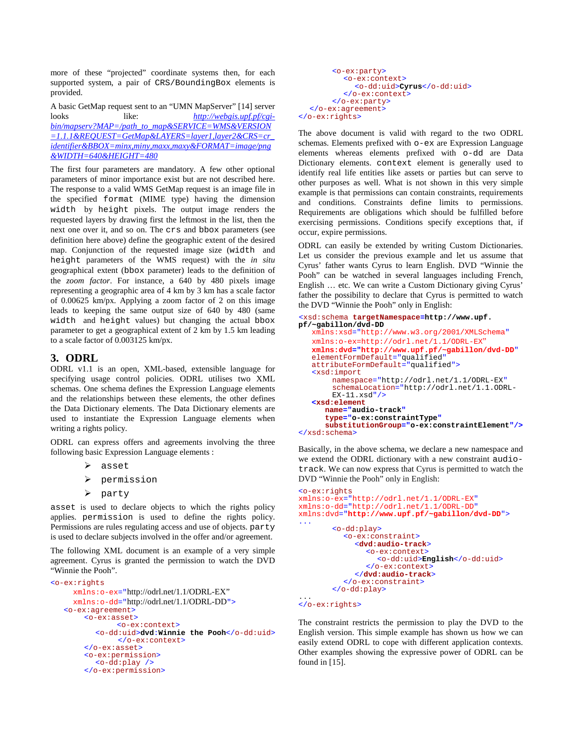more of these "projected" coordinate systems then, for each supported system, a pair of `CRS/BoundingBox` elements is provided.

A basic GetMap request sent to an "UMN MapServer" [14] server looks like: *http://webgis.upf.pf/cgi-bin/mapserv?MAP=/path_to_map&SERVICE=WMS&VERSION=1.1.1&REQUEST=GetMap&LAYERS=layer1,layer2&CRS=cr_identifier&BBOX=minx,miny,maxx,maxy&FORMAT=image/png&WIDTH=640&HEIGHT=480*

The first four parameters are mandatory. A few other optional parameters of minor importance exist but are not described here. The response to a valid WMS GetMap request is an image file in the specified `format` (MIME type) having the dimension `width` by `height` pixels. The output image renders the requested layers by drawing first the leftmost in the list, then the next one over it, and so on. The `crs` and `bbox` parameters (see definition here above) define the geographic extent of the desired map. Conjunction of the requested image size (`width` and `height` parameters of the WMS request) with the *in situ* geographical extent (`bbox` parameter) leads to the definition of the *zoom factor*. For instance, a 640 by 480 pixels image representing a geographic area of 4 km by 3 km has a scale factor of 0.00625 km/px. Applying a zoom factor of 2 on this image leads to keeping the same output size of 640 by 480 (same `width` and `height` values) but changing the actual `bbox` parameter to get a geographical extent of 2 km by 1.5 km leading to a scale factor of 0.003125 km/px.

## 3. ODRL

ODRL v1.1 is an open, XML-based, extensible language for specifying usage control policies. ODRL utilises two XML schemas. One schema defines the Expression Language elements and the relationships between these elements, the other defines the Data Dictionary elements. The Data Dictionary elements are used to instantiate the Expression Language elements when writing a rights policy.

ODRL can express offers and agreements involving the three following basic Expression Language elements :

- `asset`
- `permission`
- `party`

`asset` is used to declare objects to which the rights policy applies. `permission` is used to define the rights policy. Permissions are rules regulating access and use of objects. `party` is used to declare subjects involved in the offer and/or agreement.

The following XML document is an example of a very simple agreement. Cyrus is granted the permission to watch the DVD "Winnie the Pooh".

```
<o-ex:rights
     xmlns:o-ex="http://odrl.net/1.1/ODRL-EX"
     xmlns:o-dd="http://odrl.net/1.1/ODRL-DD">
   <o-ex:agreement>
      <o-ex:asset>
            <o-ex:context>
         <o-dd:uid>dvd:Winnie the Pooh</o-dd:uid>
            </o-ex:context>
      </o-ex:asset>
      <o-ex:permission>
         <o-dd:play />
      </o-ex:permission>
      <o-ex:party>
         <o-ex:context>
            <o-dd:uid>Cyrus</o-dd:uid>
         </o-ex:context>
      </o-ex:party>
   </o-ex:agreement>
</o-ex:rights>
```

The above document is valid with regard to the two ODRL schemas. Elements prefixed with `o-ex` are Expression Language elements whereas elements prefixed with `o-dd` are Data Dictionary elements. `context` element is generally used to identify real life entities like assets or parties but can serve to other purposes as well. What is not shown in this very simple example is that permissions can contain constraints, requirements and conditions. Constraints define limits to permissions. Requirements are obligations which should be fulfilled before exercising permissions. Conditions specify exceptions that, if occur, expire permissions.

ODRL can easily be extended by writing Custom Dictionaries. Let us consider the previous example and let us assume that Cyrus' father wants Cyrus to learn English. DVD "Winnie the Pooh" can be watched in several languages including French, English … etc. We can write a Custom Dictionary giving Cyrus' father the possibility to declare that Cyrus is permitted to watch the DVD "Winnie the Pooh" only in English:

```
<xsd:schema targetNamespace=http://www.upf.
pf/~gabillon/dvd-DD
   xmlns:xsd="http://www.w3.org/2001/XMLSchema"
   xmlns:o-ex=http://odrl.net/1.1/ODRL-EX"
   xmlns:dvd="http://www.upf.pf/~gabillon/dvd-DD"
   elementFormDefault="qualified"
   attributeFormDefault="qualified">
   <xsd:import
        namespace="http://odrl.net/1.1/ODRL-EX"
        schemaLocation="http://odrl.net/1.1.ODRL-
        EX-11.xsd"/>
   <xsd:element
      name="audio-track"
      type="o-ex:constraintType"
      substitutionGroup="o-ex:constraintElement"/>
</xsd:schema>
```

Basically, in the above schema, we declare a new namespace and we extend the ODRL dictionary with a new constraint `audio-track`. We can now express that Cyrus is permitted to watch the DVD "Winnie the Pooh" only in English:

```
<o-ex:rights
xmlns:o-ex="http://odrl.net/1.1/ODRL-EX"
xmlns:o-dd="http://odrl.net/1.1/ODRL-DD"
xmlns:dvd="http://www.upf.pf/~gabillon/dvd-DD">
...
        <o-dd:play>
           <o-ex:constraint>
              <dvd:audio-track>
                 <o-ex:context>
                    <o-dd:uid>English</o-dd:uid>
                 </o-ex:context>
              </dvd:audio-track>
           </o-ex:constraint>
        </o-dd:play>
...
</o-ex:rights>
```

The constraint restricts the permission to play the DVD to the English version. This simple example has shown us how we can easily extend ODRL to cope with different application contexts. Other examples showing the expressive power of ODRL can be found in [15].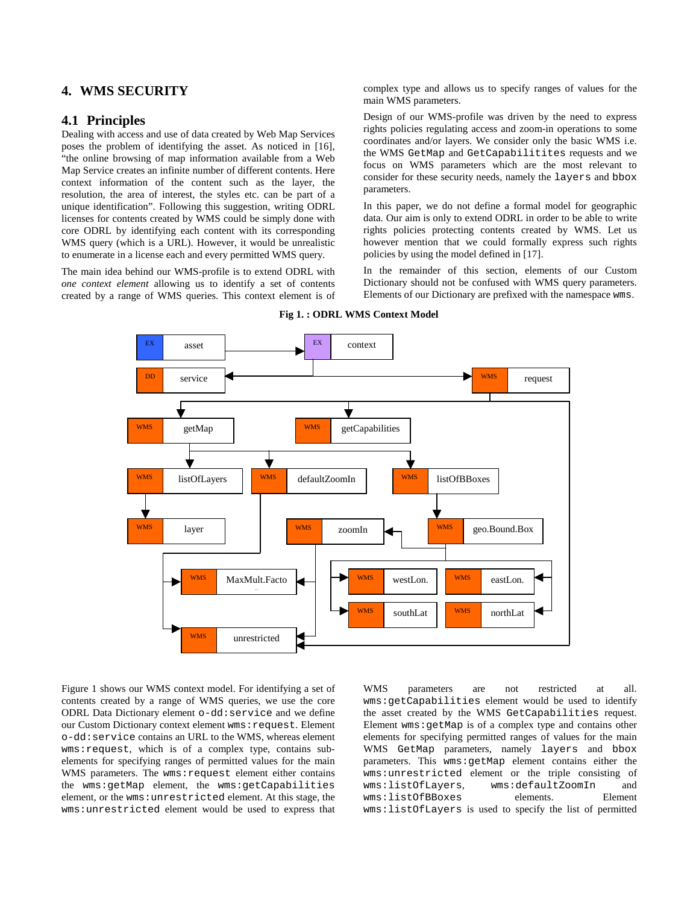## 4. WMS SECURITY

### 4.1 Principles

Dealing with access and use of data created by Web Map Services poses the problem of identifying the asset. As noticed in [16], "the online browsing of map information available from a Web Map Service creates an infinite number of different contents. Here context information of the content such as the layer, the resolution, the area of interest, the styles etc. can be part of a unique identification". Following this suggestion, writing ODRL licenses for contents created by WMS could be simply done with core ODRL by identifying each content with its corresponding WMS query (which is a URL). However, it would be unrealistic to enumerate in a license each and every permitted WMS query.

The main idea behind our WMS-profile is to extend ODRL with *one context element* allowing us to identify a set of contents created by a range of WMS queries. This context element is of complex type and allows us to specify ranges of values for the main WMS parameters.

Design of our WMS-profile was driven by the need to express rights policies regulating access and zoom-in operations to some coordinates and/or layers. We consider only the basic WMS i.e. the WMS `GetMap` and `GetCapabilitites` requests and we focus on WMS parameters which are the most relevant to consider for these security needs, namely the `layers` and `bbox` parameters.

In this paper, we do not define a formal model for geographic data. Our aim is only to extend ODRL in order to be able to write rights policies protecting contents created by WMS. Let us however mention that we could formally express such rights policies by using the model defined in [17].

In the remainder of this section, elements of our Custom Dictionary should not be confused with WMS query parameters. Elements of our Dictionary are prefixed with the namespace `wms`.

**Fig 1. : ODRL WMS Context Model**

Figure 1 shows our WMS context model. For identifying a set of contents created by a range of WMS queries, we use the core ODRL Data Dictionary element `o-dd:service` and we define our Custom Dictionary context element `wms:request`. Element `o-dd:service` contains an URL to the WMS, whereas element `wms:request`, which is of a complex type, contains sub-elements for specifying ranges of permitted values for the main WMS parameters. The `wms:request` element either contains the `wms:getMap` element, the `wms:getCapabilities` element, or the `wms:unrestricted` element. At this stage, the `wms:unrestricted` element would be used to express that WMS parameters are not restricted at all. `wms:getCapabilities` element would be used to identify the asset created by the WMS `GetCapabilities` request. Element `wms:getMap` is of a complex type and contains other elements for specifying permitted ranges of values for the main WMS `GetMap` parameters, namely `layers` and `bbox` parameters. This `wms:getMap` element contains either the `wms:unrestricted` element or the triple consisting of `wms:listOfLayers`, `wms:defaultZoomIn` and `wms:listOfBBoxes` elements. Element `wms:listOfLayers` is used to specify the list of permitted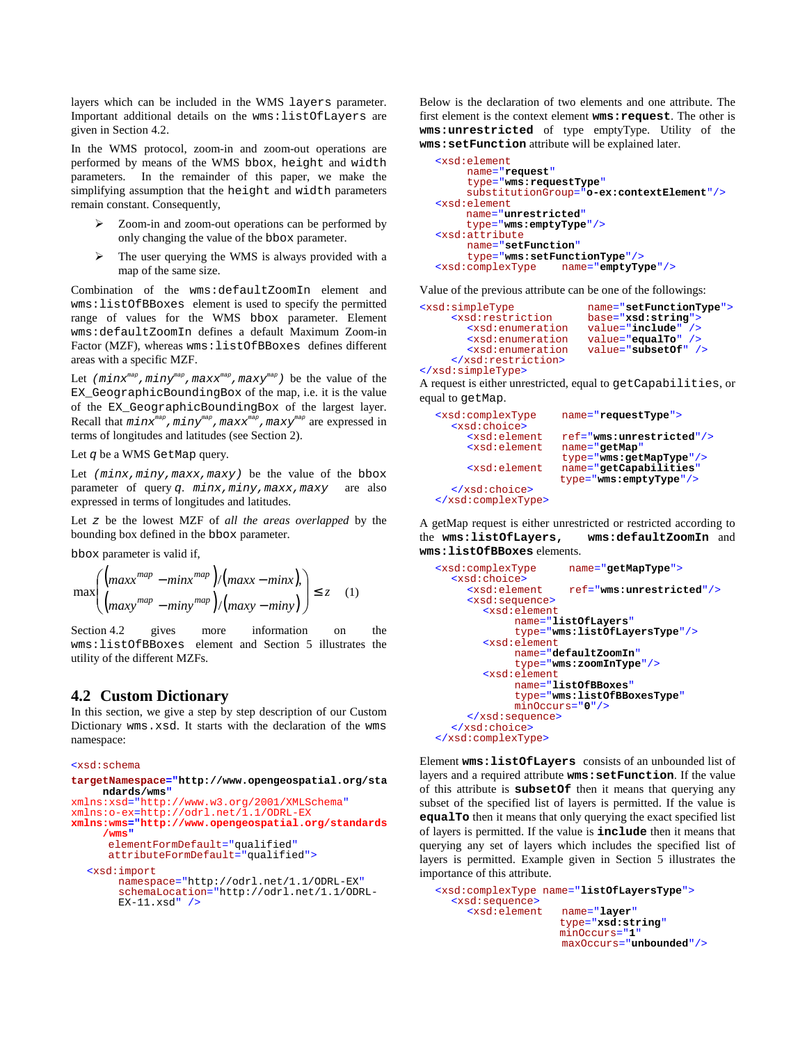layers which can be included in the WMS `layers` parameter. Important additional details on the `wms:listOfLayers` are given in Section 4.2.

In the WMS protocol, zoom-in and zoom-out operations are performed by means of the WMS `bbox`, `height` and `width` parameters. In the remainder of this paper, we make the simplifying assumption that the `height` and `width` parameters remain constant. Consequently,

- Zoom-in and zoom-out operations can be performed by only changing the value of the `bbox` parameter.
- The user querying the WMS is always provided with a map of the same size.

Combination of the `wms:defaultZoomIn` element and `wms:listOfBBoxes` element is used to specify the permitted range of values for the WMS `bbox` parameter. Element `wms:defaultZoomIn` defines a default Maximum Zoom-in Factor (MZF), whereas `wms:listOfBBoxes` defines different areas with a specific MZF.

Let $(minx^{map}, miny^{map}, maxx^{map}, maxy^{map})$ be the value of the `EX_GeographicBoundingBox` of the map, i.e. it is the value of the `EX_GeographicBoundingBox` of the largest layer. Recall that $minx^{map}, miny^{map}, maxx^{map}, maxy^{map}$ are expressed in terms of longitudes and latitudes (see Section 2).

Let $q$ be a WMS `GetMap` query.

Let $(minx, miny, maxx, maxy)$ be the value of the `bbox` parameter of query $q$. $minx, miny, maxx, maxy$ are also expressed in terms of longitudes and latitudes.

Let $z$ be the lowest MZF of *all the areas overlapped* by the bounding box defined in the `bbox` parameter.

`bbox` parameter is valid if,

$$\max\begin{pmatrix}(maxx^{map} - minx^{map})/(maxx - minx),\\(maxy^{map} - miny^{map})/(maxy - miny)\end{pmatrix} \le z \quad (1)$$

Section 4.2 gives more information on the `wms:listOfBBoxes` element and Section 5 illustrates the utility of the different MZFs.

## 4.2 Custom Dictionary

In this section, we give a step by step description of our Custom Dictionary `wms.xsd`. It starts with the declaration of the `wms` namespace:

```
<xsd:schema
targetNamespace="http://www.opengeospatial.org/standards/wms"
xmlns:xsd="http://www.w3.org/2001/XMLSchema"
xmlns:o-ex=http://odrl.net/1.1/ODRL-EX
xmlns:wms="http://www.opengeospatial.org/standards/wms"
      elementFormDefault="qualified"
      attributeFormDefault="qualified">
   <xsd:import
        namespace="http://odrl.net/1.1/ODRL-EX"
        schemaLocation="http://odrl.net/1.1/ODRL-EX-11.xsd" />
```

Below is the declaration of two elements and one attribute. The first element is the context element **`wms:request`**. The other is **`wms:unrestricted`** of type emptyType. Utility of the **`wms:setFunction`** attribute will be explained later.

```
<xsd:element
      name="request"
      type="wms:requestType"
      substitutionGroup="o-ex:contextElement"/>
<xsd:element
      name="unrestricted"
      type="wms:emptyType"/>
<xsd:attribute
      name="setFunction"
      type="wms:setFunctionType"/>
<xsd:complexType    name="emptyType"/>
```

Value of the previous attribute can be one of the followings:

```
<xsd:simpleType          name="setFunctionType">
    <xsd:restriction         base="xsd:string">
      <xsd:enumeration       value="include" />
      <xsd:enumeration       value="equalTo" />
      <xsd:enumeration       value="subsetOf" />
    </xsd:restriction>
</xsd:simpleType>
```

A request is either unrestricted, equal to `getCapabilities`, or equal to `getMap`.

```
<xsd:complexType    name="requestType">
  <xsd:choice>
    <xsd:element    ref="wms:unrestricted"/>
    <xsd:element    name="getMap"
                    type="wms:getMapType"/>
    <xsd:element    name="getCapabilities"
                    type="wms:emptyType"/>
  </xsd:choice>
</xsd:complexType>
```

A getMap request is either unrestricted or restricted according to the **`wms:listOfLayers`**, **`wms:defaultZoomIn`** and **`wms:listOfBBoxes`** elements.

```
<xsd:complexType     name="getMapType">
  <xsd:choice>
    <xsd:element     ref="wms:unrestricted"/>
    <xsd:sequence>
      <xsd:element
            name="listOfLayers"
            type="wms:listOfLayersType"/>
      <xsd:element
            name="defaultZoomIn"
            type="wms:zoomInType"/>
      <xsd:element
            name="listOfBBoxes"
            type="wms:listOfBBoxesType"
            minOccurs="0"/>
    </xsd:sequence>
  </xsd:choice>
</xsd:complexType>
```

Element **`wms:listOfLayers`** consists of an unbounded list of layers and a required attribute **`wms:setFunction`**. If the value of this attribute is **`subsetOf`** then it means that querying any subset of the specified list of layers is permitted. If the value is **`equalTo`** then it means that only querying the exact specified list of layers is permitted. If the value is **`include`** then it means that querying any set of layers which includes the specified list of layers is permitted. Example given in Section 5 illustrates the importance of this attribute.

```
<xsd:complexType name="listOfLayersType">
  <xsd:sequence>
    <xsd:element    name="layer"
                   type="xsd:string"
                   minOccurs="1"
                   maxOccurs="unbounded"/>
```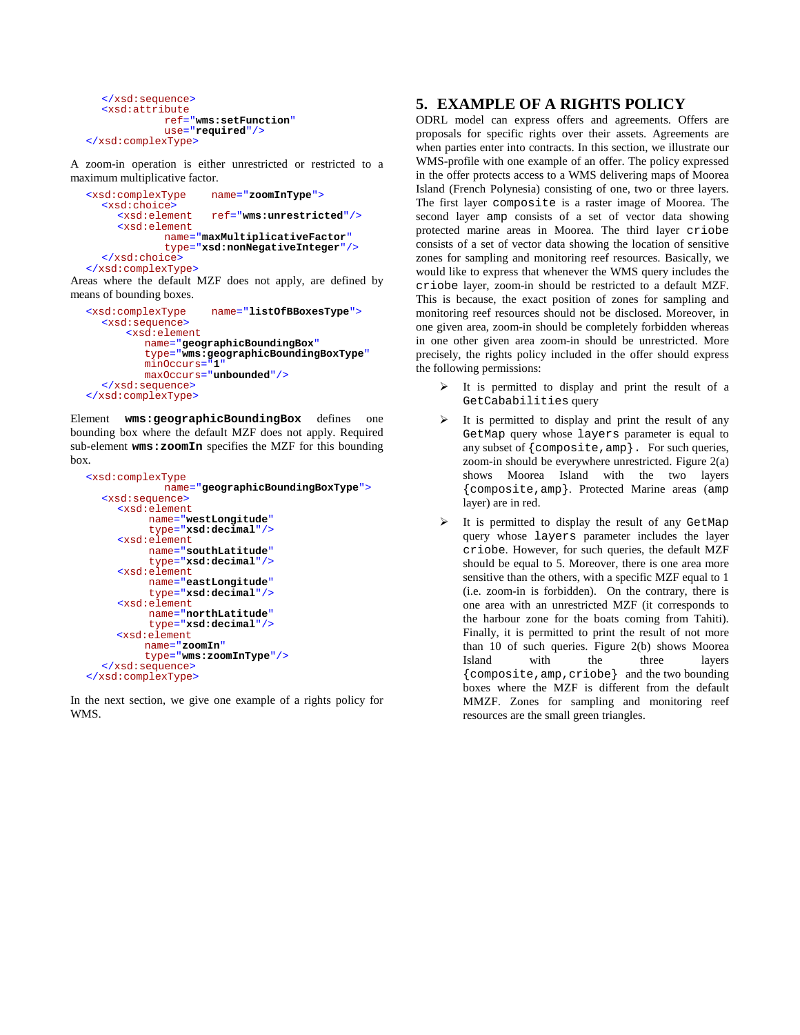```
    </xsd:sequence>
    <xsd:attribute
            ref="wms:setFunction"
            use="required"/>
  </xsd:complexType>
```

A zoom-in operation is either unrestricted or restricted to a maximum multiplicative factor.

```
  <xsd:complexType    name="zoomInType">
    <xsd:choice>
      <xsd:element    ref="wms:unrestricted"/>
      <xsd:element
            name="maxMultiplicativeFactor"
            type="xsd:nonNegativeInteger"/>
    </xsd:choice>
  </xsd:complexType>
```

Areas where the default MZF does not apply, are defined by means of bounding boxes.

```
  <xsd:complexType    name="listOfBBoxesType">
    <xsd:sequence>
       <xsd:element
         name="geographicBoundingBox"
         type="wms:geographicBoundingBoxType"
         minOccurs="1"
         maxOccurs="unbounded"/>
    </xsd:sequence>
  </xsd:complexType>
```

Element `wms:geographicBoundingBox` defines one bounding box where the default MZF does not apply. Required sub-element `wms:zoomIn` specifies the MZF for this bounding box.

```
  <xsd:complexType
            name="geographicBoundingBoxType">
    <xsd:sequence>
      <xsd:element
           name="westLongitude"
           type="xsd:decimal"/>
      <xsd:element
           name="southLatitude"
           type="xsd:decimal"/>
      <xsd:element
           name="eastLongitude"
           type="xsd:decimal"/>
      <xsd:element
           name="northLatitude"
           type="xsd:decimal"/>
      <xsd:element
         name="zoomIn"
         type="wms:zoomInType"/>
    </xsd:sequence>
  </xsd:complexType>
```

In the next section, we give one example of a rights policy for WMS.

## 5. EXAMPLE OF A RIGHTS POLICY

ODRL model can express offers and agreements. Offers are proposals for specific rights over their assets. Agreements are when parties enter into contracts. In this section, we illustrate our WMS-profile with one example of an offer. The policy expressed in the offer protects access to a WMS delivering maps of Moorea Island (French Polynesia) consisting of one, two or three layers. The first layer `composite` is a raster image of Moorea. The second layer `amp` consists of a set of vector data showing protected marine areas in Moorea. The third layer `criobe` consists of a set of vector data showing the location of sensitive zones for sampling and monitoring reef resources. Basically, we would like to express that whenever the WMS query includes the `criobe` layer, zoom-in should be restricted to a default MZF. This is because, the exact position of zones for sampling and monitoring reef resources should not be disclosed. Moreover, in one given area, zoom-in should be completely forbidden whereas in one other given area zoom-in should be unrestricted. More precisely, the rights policy included in the offer should express the following permissions:

- It is permitted to display and print the result of a `GetCababilities` query
- It is permitted to display and print the result of any `GetMap` query whose `layers` parameter is equal to any subset of `{composite,amp}`. For such queries, zoom-in should be everywhere unrestricted. Figure 2(a) shows Moorea Island with the two layers `{composite,amp}`. Protected Marine areas (`amp` layer) are in red.
- It is permitted to display the result of any `GetMap` query whose `layers` parameter includes the layer `criobe`. However, for such queries, the default MZF should be equal to 5. Moreover, there is one area more sensitive than the others, with a specific MZF equal to 1 (i.e. zoom-in is forbidden). On the contrary, there is one area with an unrestricted MZF (it corresponds to the harbour zone for the boats coming from Tahiti). Finally, it is permitted to print the result of not more than 10 of such queries. Figure 2(b) shows Moorea Island with the three layers `{composite,amp,criobe}` and the two bounding boxes where the MZF is different from the default MMZF. Zones for sampling and monitoring reef resources are the small green triangles.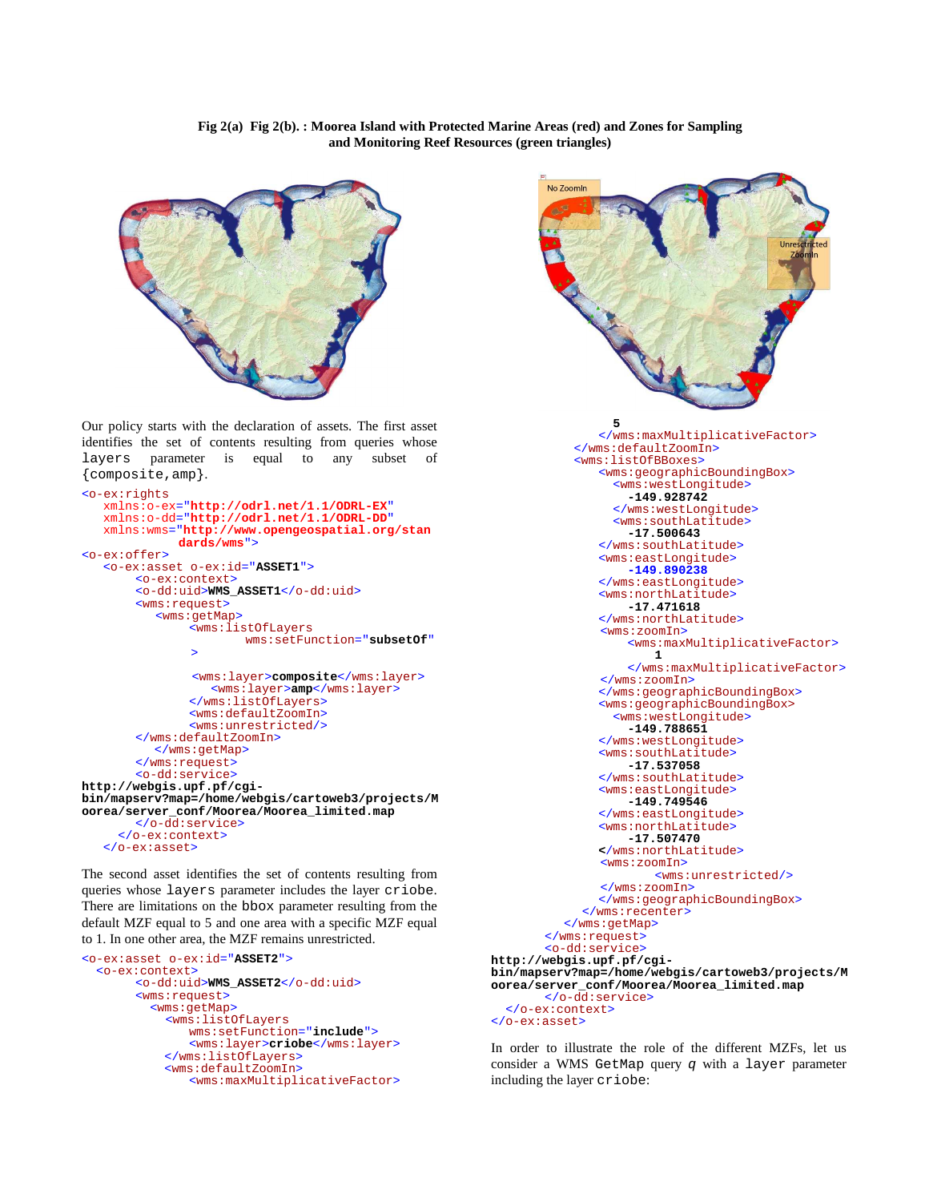**Fig 2(a) Fig 2(b). : Moorea Island with Protected Marine Areas (red) and Zones for Sampling and Monitoring Reef Resources (green triangles)**

Our policy starts with the declaration of assets. The first asset identifies the set of contents resulting from queries whose `layers` parameter is equal to any subset of `{composite,amp}`.

```
<o-ex:rights
   xmlns:o-ex="http://odrl.net/1.1/ODRL-EX"
   xmlns:o-dd="http://odrl.net/1.1/ODRL-DD"
   xmlns:wms="http://www.opengeospatial.org/stan
            dards/wms">
<o-ex:offer>
   <o-ex:asset o-ex:id="ASSET1">
       <o-ex:context>
       <o-dd:uid>WMS_ASSET1</o-dd:uid>
       <wms:request>
          <wms:getMap>
               <wms:listOfLayers
                       wms:setFunction="subsetOf"
               >

                <wms:layer>composite</wms:layer>
                   <wms:layer>amp</wms:layer>
               </wms:listOfLayers>
               <wms:defaultZoomIn>
               <wms:unrestricted/>
       </wms:defaultZoomIn>
          </wms:getMap>
       </wms:request>
       <o-dd:service>
http://webgis.upf.pf/cgi-
bin/mapserv?map=/home/webgis/cartoweb3/projects/M
oorea/server_conf/Moorea/Moorea_limited.map
       </o-dd:service>
     </o-ex:context>
   </o-ex:asset>
```

The second asset identifies the set of contents resulting from queries whose `layers` parameter includes the layer `criobe`. There are limitations on the `bbox` parameter resulting from the default MZF equal to 5 and one area with a specific MZF equal to 1. In one other area, the MZF remains unrestricted.

```
<o-ex:asset o-ex:id="ASSET2">
  <o-ex:context>
       <o-dd:uid>WMS_ASSET2</o-dd:uid>
       <wms:request>
         <wms:getMap>
           <wms:listOfLayers
               wms:setFunction="include">
               <wms:layer>criobe</wms:layer>
           </wms:listOfLayers>
           <wms:defaultZoomIn>
               <wms:maxMultiplicativeFactor>
               5
           </wms:maxMultiplicativeFactor>
       </wms:defaultZoomIn>
       <wms:listOfBBoxes>
           <wms:geographicBoundingBox>
             <wms:westLongitude>
               -149.928742
             </wms:westLongitude>
             <wms:southLatitude>
               -17.500643
           </wms:southLatitude>
           <wms:eastLongitude>
               -149.890238
           </wms:eastLongitude>
           <wms:northLatitude>
               -17.471618
           </wms:northLatitude>
            <wms:zoomIn>
                <wms:maxMultiplicativeFactor>
                    1
                </wms:maxMultiplicativeFactor>
            </wms:zoomIn>
           </wms:geographicBoundingBox>
           <wms:geographicBoundingBox>
             <wms:westLongitude>
               -149.788651
           </wms:westLongitude>
           <wms:southLatitude>
               -17.537058
           </wms:southLatitude>
           <wms:eastLongitude>
               -149.749546
           </wms:eastLongitude>
           <wms:northLatitude>
               -17.507470
           </wms:northLatitude>
            <wms:zoomIn>
                   <wms:unrestricted/>
            </wms:zoomIn>
           </wms:geographicBoundingBox>
         </wms:recenter>
       </wms:getMap>
     </wms:request>
     <o-dd:service>
http://webgis.upf.pf/cgi-
bin/mapserv?map=/home/webgis/cartoweb3/projects/M
oorea/server_conf/Moorea/Moorea_limited.map
     </o-dd:service>
  </o-ex:context>
</o-ex:asset>
```

In order to illustrate the role of the different MZFs, let us consider a WMS `GetMap` query $q$ with a `layer` parameter including the layer `criobe`: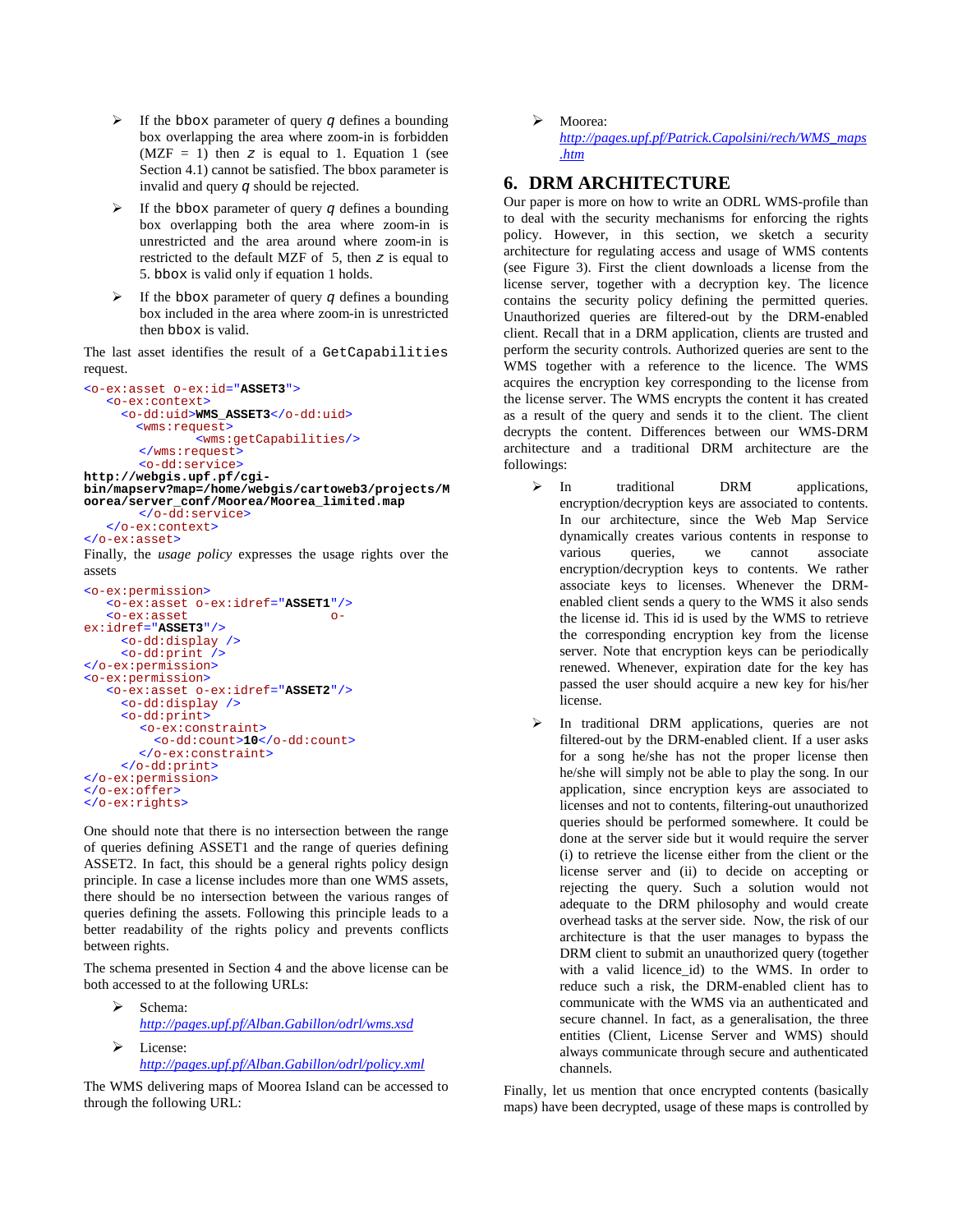- If the `bbox` parameter of query $q$ defines a bounding box overlapping the area where zoom-in is forbidden (MZF = 1) then $z$ is equal to 1. Equation 1 (see Section 4.1) cannot be satisfied. The bbox parameter is invalid and query $q$ should be rejected.
- If the `bbox` parameter of query $q$ defines a bounding box overlapping both the area where zoom-in is unrestricted and the area around where zoom-in is restricted to the default MZF of 5, then $z$ is equal to 5. `bbox` is valid only if equation 1 holds.
- If the `bbox` parameter of query $q$ defines a bounding box included in the area where zoom-in is unrestricted then `bbox` is valid.

The last asset identifies the result of a `GetCapabilities` request.

```
<o-ex:asset o-ex:id="ASSET3">
   <o-ex:context>
     <o-dd:uid>WMS_ASSET3</o-dd:uid>
       <wms:request>
               <wms:getCapabilities/>
       </wms:request>
       <o-dd:service>
http://webgis.upf.pf/cgi-bin/mapserv?map=/home/webgis/cartoweb3/projects/Moorea/server_conf/Moorea/Moorea_limited.map
       </o-dd:service>
   </o-ex:context>
</o-ex:asset>
```

Finally, the *usage policy* expresses the usage rights over the assets

```
<o-ex:permission>
   <o-ex:asset o-ex:idref="ASSET1"/>
   <o-ex:asset o-ex:idref="ASSET3"/>
     <o-dd:display />
     <o-dd:print />
</o-ex:permission>
<o-ex:permission>
   <o-ex:asset o-ex:idref="ASSET2"/>
     <o-dd:display />
     <o-dd:print>
        <o-ex:constraint>
          <o-dd:count>10</o-dd:count>
        </o-ex:constraint>
     </o-dd:print>
</o-ex:permission>
</o-ex:offer>
</o-ex:rights>
```

One should note that there is no intersection between the range of queries defining ASSET1 and the range of queries defining ASSET2. In fact, this should be a general rights policy design principle. In case a license includes more than one WMS assets, there should be no intersection between the various ranges of queries defining the assets. Following this principle leads to a better readability of the rights policy and prevents conflicts between rights.

The schema presented in Section 4 and the above license can be both accessed to at the following URLs:

- Schema: *http://pages.upf.pf/Alban.Gabillon/odrl/wms.xsd*
- License: *http://pages.upf.pf/Alban.Gabillon/odrl/policy.xml*

The WMS delivering maps of Moorea Island can be accessed to through the following URL:

- Moorea: *http://pages.upf.pf/Patrick.Capolsini/rech/WMS_maps.htm*

## 6. DRM ARCHITECTURE

Our paper is more on how to write an ODRL WMS-profile than to deal with the security mechanisms for enforcing the rights policy. However, in this section, we sketch a security architecture for regulating access and usage of WMS contents (see Figure 3). First the client downloads a license from the license server, together with a decryption key. The licence contains the security policy defining the permitted queries. Unauthorized queries are filtered-out by the DRM-enabled client. Recall that in a DRM application, clients are trusted and perform the security controls. Authorized queries are sent to the WMS together with a reference to the licence. The WMS acquires the encryption key corresponding to the license from the license server. The WMS encrypts the content it has created as a result of the query and sends it to the client. The client decrypts the content. Differences between our WMS-DRM architecture and a traditional DRM architecture are the followings:

- In traditional DRM applications, encryption/decryption keys are associated to contents. In our architecture, since the Web Map Service dynamically creates various contents in response to various queries, we cannot associate encryption/decryption keys to contents. We rather associate keys to licenses. Whenever the DRM-enabled client sends a query to the WMS it also sends the license id. This id is used by the WMS to retrieve the corresponding encryption key from the license server. Note that encryption keys can be periodically renewed. Whenever, expiration date for the key has passed the user should acquire a new key for his/her license.
- In traditional DRM applications, queries are not filtered-out by the DRM-enabled client. If a user asks for a song he/she has not the proper license then he/she will simply not be able to play the song. In our application, since encryption keys are associated to licenses and not to contents, filtering-out unauthorized queries should be performed somewhere. It could be done at the server side but it would require the server (i) to retrieve the license either from the client or the license server and (ii) to decide on accepting or rejecting the query. Such a solution would not adequate to the DRM philosophy and would create overhead tasks at the server side. Now, the risk of our architecture is that the user manages to bypass the DRM client to submit an unauthorized query (together with a valid licence_id) to the WMS. In order to reduce such a risk, the DRM-enabled client has to communicate with the WMS via an authenticated and secure channel. In fact, as a generalisation, the three entities (Client, License Server and WMS) should always communicate through secure and authenticated channels.

Finally, let us mention that once encrypted contents (basically maps) have been decrypted, usage of these maps is controlled by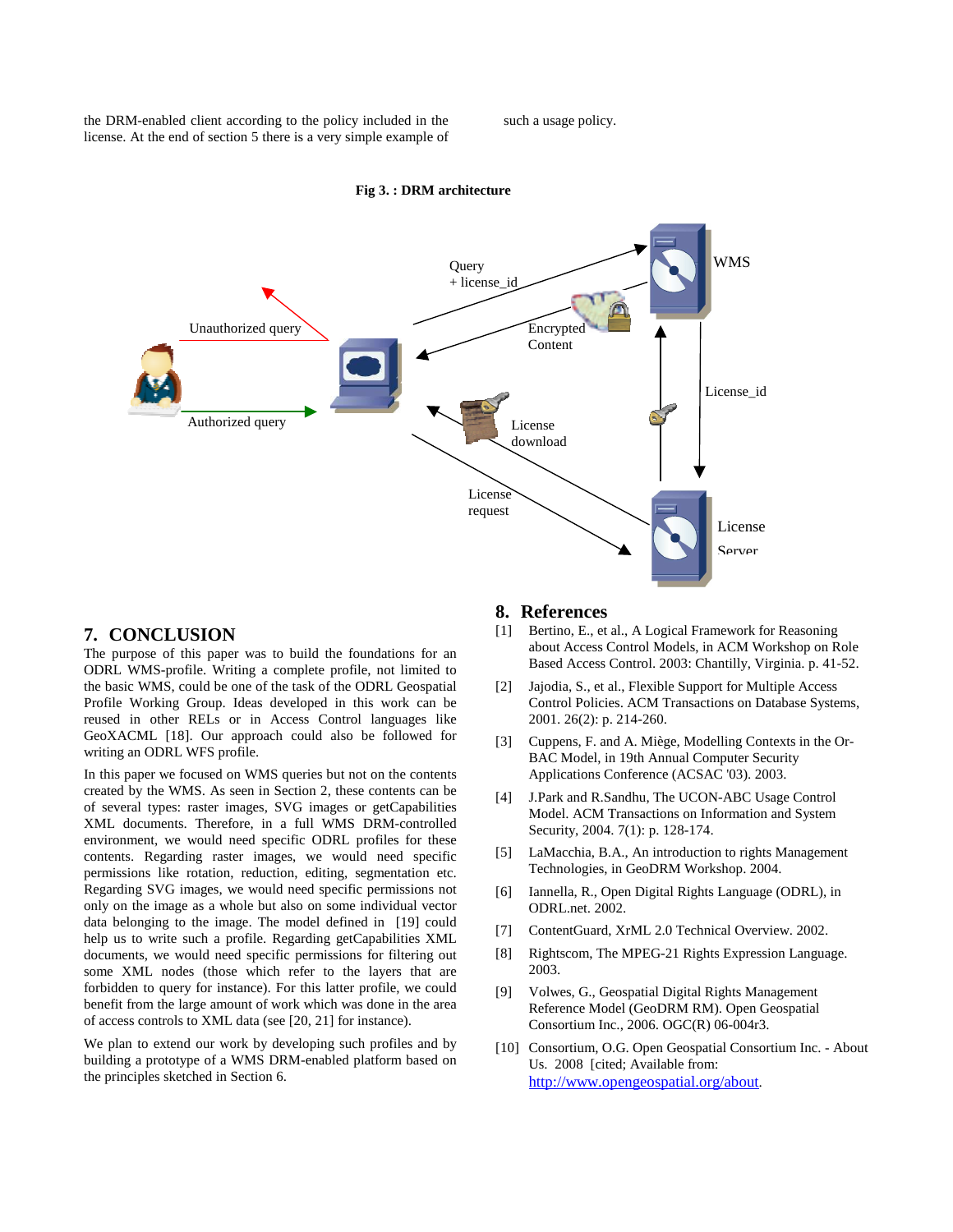the DRM-enabled client according to the policy included in the license. At the end of section 5 there is a very simple example of such a usage policy.

**Fig 3. : DRM architecture**

## 7. CONCLUSION

The purpose of this paper was to build the foundations for an ODRL WMS-profile. Writing a complete profile, not limited to the basic WMS, could be one of the task of the ODRL Geospatial Profile Working Group. Ideas developed in this work can be reused in other RELs or in Access Control languages like GeoXACML [18]. Our approach could also be followed for writing an ODRL WFS profile.

In this paper we focused on WMS queries but not on the contents created by the WMS. As seen in Section 2, these contents can be of several types: raster images, SVG images or getCapabilities XML documents. Therefore, in a full WMS DRM-controlled environment, we would need specific ODRL profiles for these contents. Regarding raster images, we would need specific permissions like rotation, reduction, editing, segmentation etc. Regarding SVG images, we would need specific permissions not only on the image as a whole but also on some individual vector data belonging to the image. The model defined in [19] could help us to write such a profile. Regarding getCapabilities XML documents, we would need specific permissions for filtering out some XML nodes (those which refer to the layers that are forbidden to query for instance). For this latter profile, we could benefit from the large amount of work which was done in the area of access controls to XML data (see [20, 21] for instance).

We plan to extend our work by developing such profiles and by building a prototype of a WMS DRM-enabled platform based on the principles sketched in Section 6.

## 8. References

[1] Bertino, E., et al., A Logical Framework for Reasoning about Access Control Models, in ACM Workshop on Role Based Access Control. 2003: Chantilly, Virginia. p. 41-52.

[2] Jajodia, S., et al., Flexible Support for Multiple Access Control Policies. ACM Transactions on Database Systems, 2001. 26(2): p. 214-260.

[3] Cuppens, F. and A. Miège, Modelling Contexts in the Or-BAC Model, in 19th Annual Computer Security Applications Conference (ACSAC '03). 2003.

[4] J.Park and R.Sandhu, The UCON-ABC Usage Control Model. ACM Transactions on Information and System Security, 2004. 7(1): p. 128-174.

[5] LaMacchia, B.A., An introduction to rights Management Technologies, in GeoDRM Workshop. 2004.

[6] Iannella, R., Open Digital Rights Language (ODRL), in ODRL.net. 2002.

[7] ContentGuard, XrML 2.0 Technical Overview. 2002.

[8] Rightscom, The MPEG-21 Rights Expression Language. 2003.

[9] Volwes, G., Geospatial Digital Rights Management Reference Model (GeoDRM RM). Open Geospatial Consortium Inc., 2006. OGC(R) 06-004r3.

[10] Consortium, O.G. Open Geospatial Consortium Inc. - About Us. 2008 [cited; Available from: http://www.opengeospatial.org/about.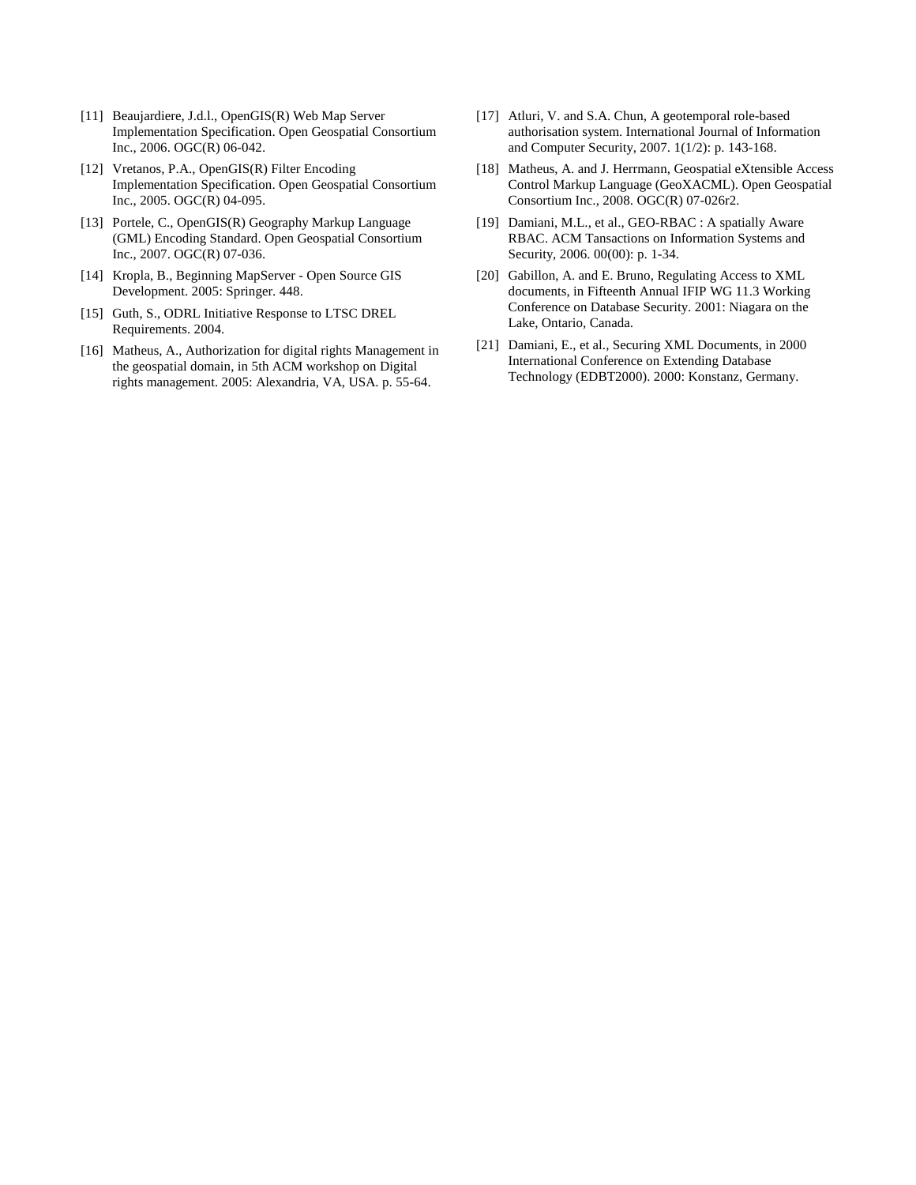[11] Beaujardiere, J.d.l., OpenGIS(R) Web Map Server Implementation Specification. Open Geospatial Consortium Inc., 2006. OGC(R) 06-042.

[12] Vretanos, P.A., OpenGIS(R) Filter Encoding Implementation Specification. Open Geospatial Consortium Inc., 2005. OGC(R) 04-095.

[13] Portele, C., OpenGIS(R) Geography Markup Language (GML) Encoding Standard. Open Geospatial Consortium Inc., 2007. OGC(R) 07-036.

[14] Kropla, B., Beginning MapServer - Open Source GIS Development. 2005: Springer. 448.

[15] Guth, S., ODRL Initiative Response to LTSC DREL Requirements. 2004.

[16] Matheus, A., Authorization for digital rights Management in the geospatial domain, in 5th ACM workshop on Digital rights management. 2005: Alexandria, VA, USA. p. 55-64.

[17] Atluri, V. and S.A. Chun, A geotemporal role-based authorisation system. International Journal of Information and Computer Security, 2007. 1(1/2): p. 143-168.

[18] Matheus, A. and J. Herrmann, Geospatial eXtensible Access Control Markup Language (GeoXACML). Open Geospatial Consortium Inc., 2008. OGC(R) 07-026r2.

[19] Damiani, M.L., et al., GEO-RBAC : A spatially Aware RBAC. ACM Tansactions on Information Systems and Security, 2006. 00(00): p. 1-34.

[20] Gabillon, A. and E. Bruno, Regulating Access to XML documents, in Fifteenth Annual IFIP WG 11.3 Working Conference on Database Security. 2001: Niagara on the Lake, Ontario, Canada.

[21] Damiani, E., et al., Securing XML Documents, in 2000 International Conference on Extending Database Technology (EDBT2000). 2000: Konstanz, Germany.